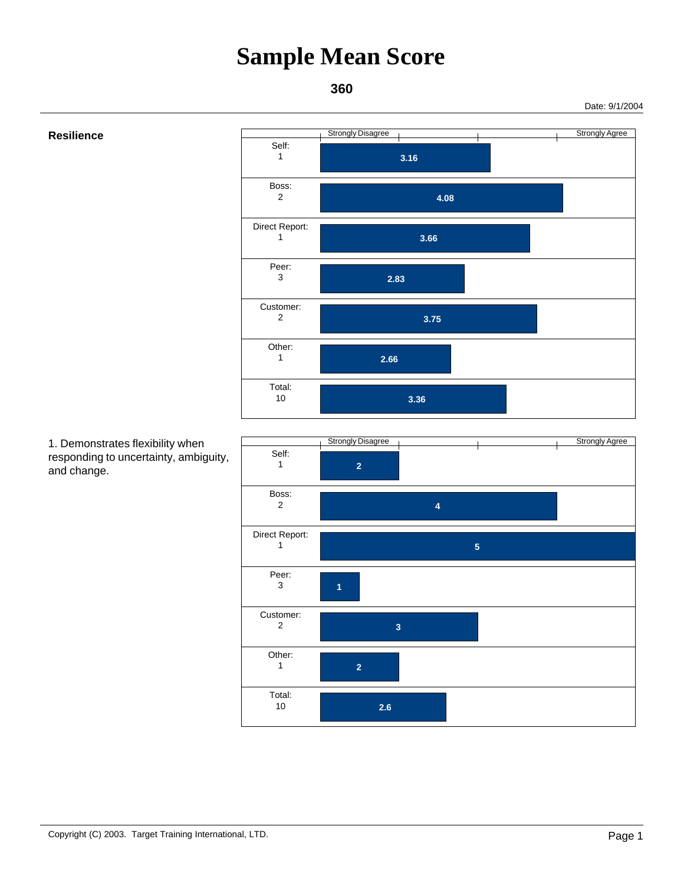# Sample Mean Score

**360**

Date: 9/1/2004

## Resilience

Scale: Strongly Disagree — Strongly Agree

| Rater | Count | Score |
|---|---|---|
| Self: | 1 | 3.16 |
| Boss: | 2 | 4.08 |
| Direct Report: | 1 | 3.66 |
| Peer: | 3 | 2.83 |
| Customer: | 2 | 3.75 |
| Other: | 1 | 2.66 |
| Total: | 10 | 3.36 |

1. Demonstrates flexibility when responding to uncertainty, ambiguity, and change.

Scale: Strongly Disagree — Strongly Agree

| Rater | Count | Score |
|---|---|---|
| Self: | 1 | 2 |
| Boss: | 2 | 4 |
| Direct Report: | 1 | 5 |
| Peer: | 3 | 1 |
| Customer: | 2 | 3 |
| Other: | 1 | 2 |
| Total: | 10 | 2.6 |

Copyright (C) 2003. Target Training International, LTD.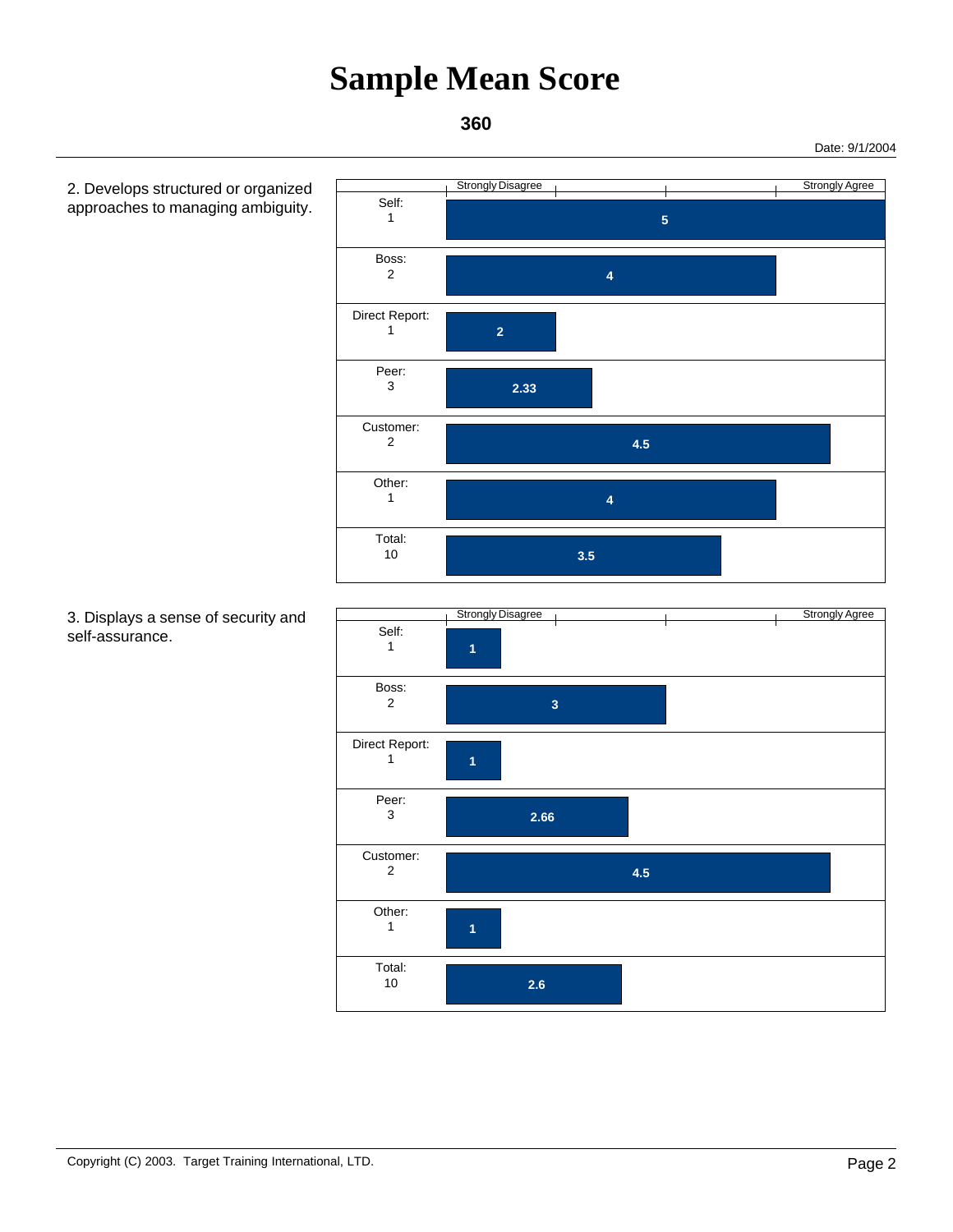# Sample Mean Score

**360**

Date: 9/1/2004

2. Develops structured or organized approaches to managing ambiguity.

| Rater | Count | Mean Score (Strongly Disagree – Strongly Agree) |
|---|---|---|
| Self: | 1 | 5 |
| Boss: | 2 | 4 |
| Direct Report: | 1 | 2 |
| Peer: | 3 | 2.33 |
| Customer: | 2 | 4.5 |
| Other: | 1 | 4 |
| Total: | 10 | 3.5 |

3. Displays a sense of security and self-assurance.

| Rater | Count | Mean Score (Strongly Disagree – Strongly Agree) |
|---|---|---|
| Self: | 1 | 1 |
| Boss: | 2 | 3 |
| Direct Report: | 1 | 1 |
| Peer: | 3 | 2.66 |
| Customer: | 2 | 4.5 |
| Other: | 1 | 1 |
| Total: | 10 | 2.6 |

Copyright (C) 2003. Target Training International, LTD.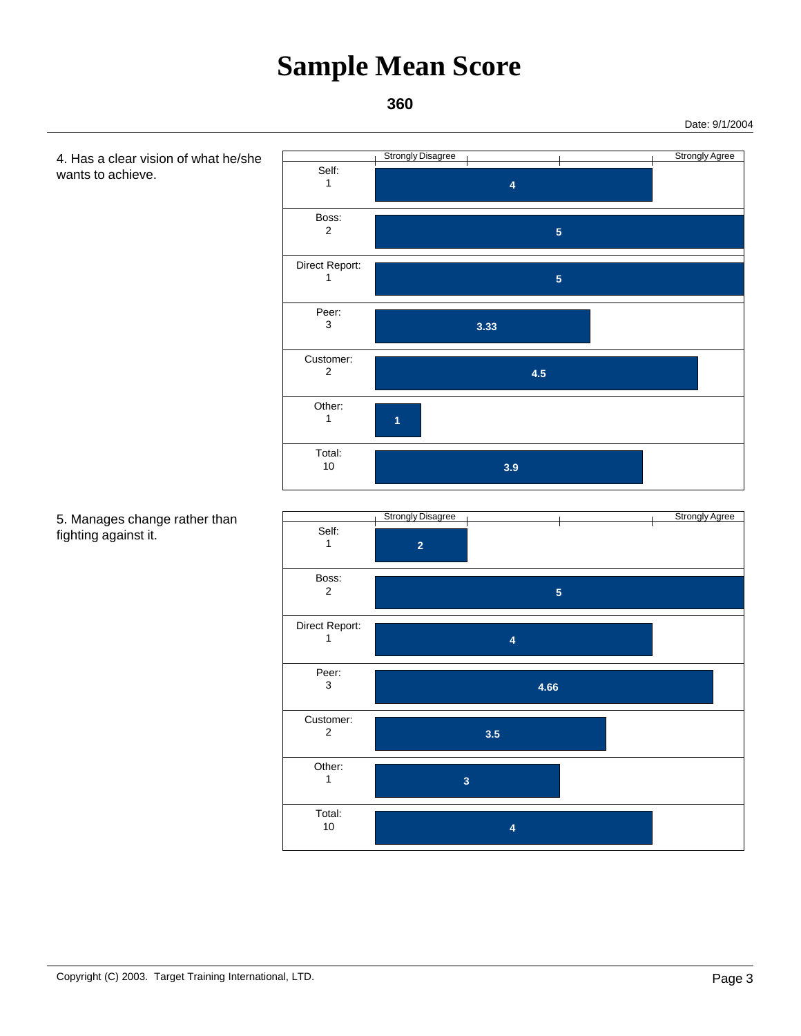# Sample Mean Score

**360**

Date: 9/1/2004

4. Has a clear vision of what he/she wants to achieve.

| Respondent | Count | Mean Score (Strongly Disagree – Strongly Agree) |
| --- | --- | --- |
| Self: | 1 | 4 |
| Boss: | 2 | 5 |
| Direct Report: | 1 | 5 |
| Peer: | 3 | 3.33 |
| Customer: | 2 | 4.5 |
| Other: | 1 | 1 |
| Total: | 10 | 3.9 |

5. Manages change rather than fighting against it.

| Respondent | Count | Mean Score (Strongly Disagree – Strongly Agree) |
| --- | --- | --- |
| Self: | 1 | 2 |
| Boss: | 2 | 5 |
| Direct Report: | 1 | 4 |
| Peer: | 3 | 4.66 |
| Customer: | 2 | 3.5 |
| Other: | 1 | 3 |
| Total: | 10 | 4 |

Copyright (C) 2003. Target Training International, LTD.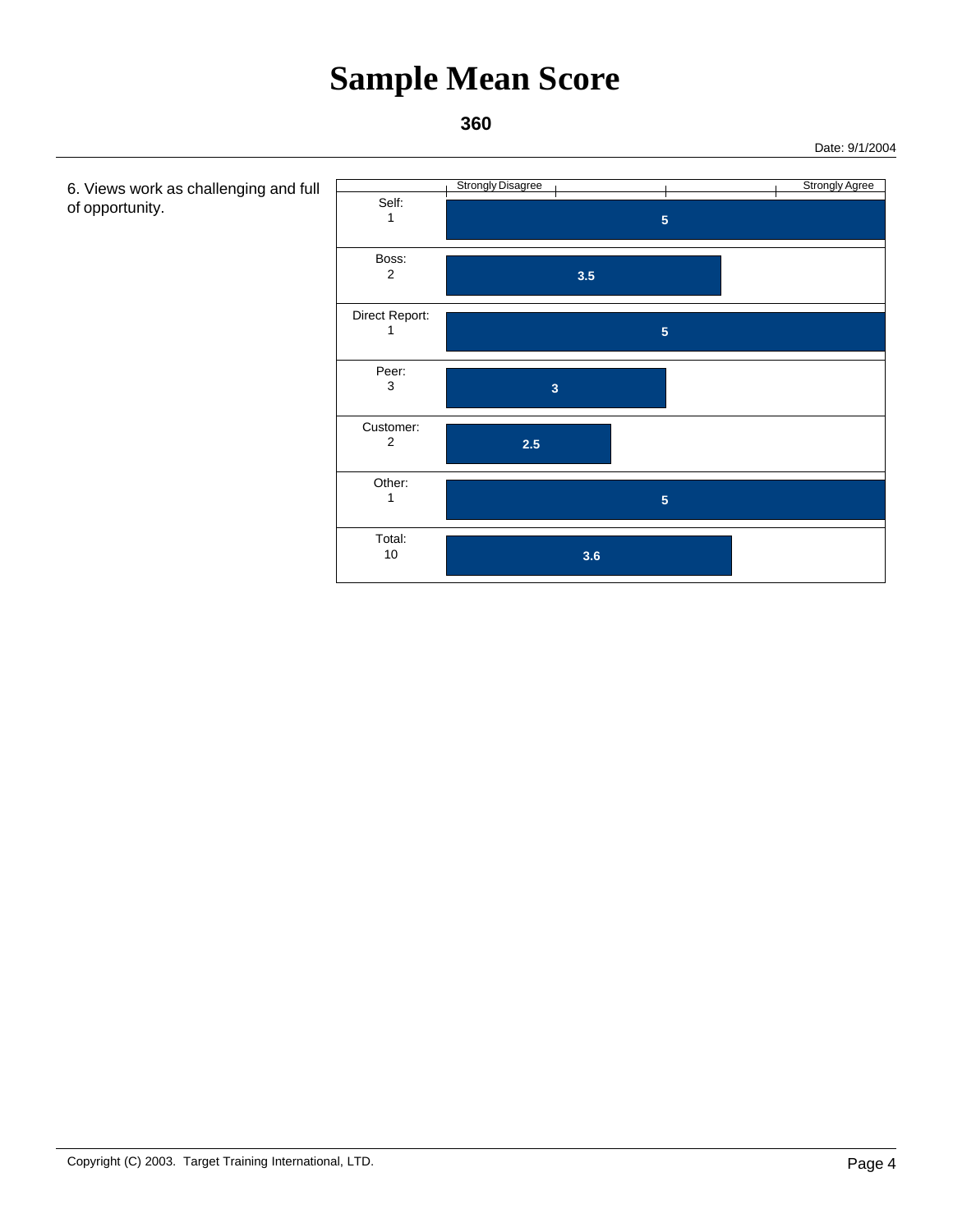# Sample Mean Score

**360**

Date: 9/1/2004

6. Views work as challenging and full of opportunity.

| Group | Count | Score (Strongly Disagree – Strongly Agree) |
|---|---|---|
| Self: | 1 | 5 |
| Boss: | 2 | 3.5 |
| Direct Report: | 1 | 5 |
| Peer: | 3 | 3 |
| Customer: | 2 | 2.5 |
| Other: | 1 | 5 |
| Total: | 10 | 3.6 |

Copyright (C) 2003. Target Training International, LTD.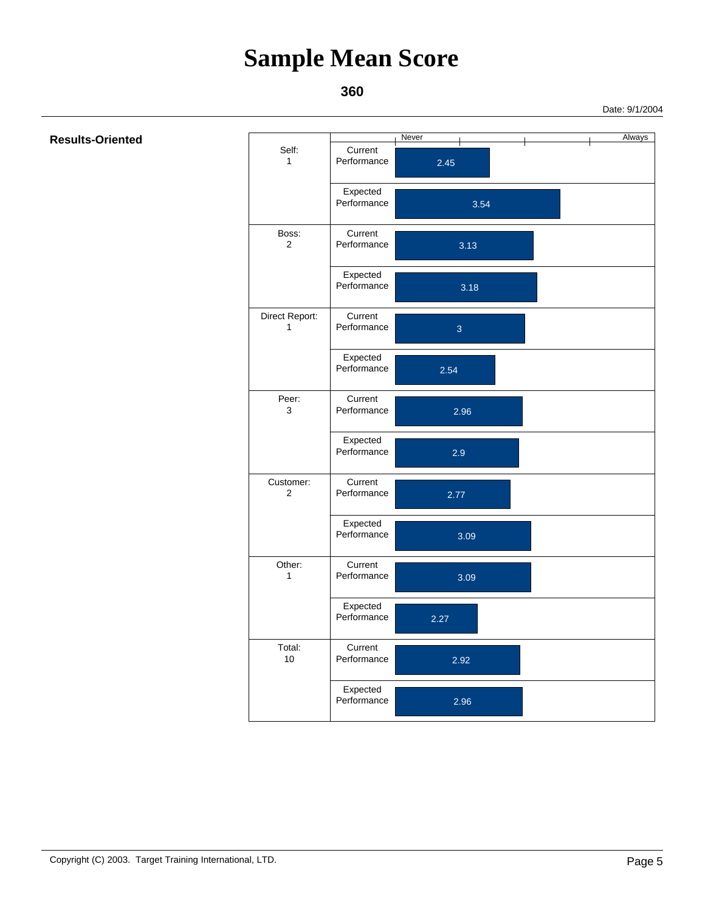# Sample Mean Score

**360**

Date: 9/1/2004

**Results-Oriented**

| Rater | Performance | Score (Never – Always) |
|---|---|---|
| Self: 1 | Current Performance | 2.45 |
| | Expected Performance | 3.54 |
| Boss: 2 | Current Performance | 3.13 |
| | Expected Performance | 3.18 |
| Direct Report: 1 | Current Performance | 3 |
| | Expected Performance | 2.54 |
| Peer: 3 | Current Performance | 2.96 |
| | Expected Performance | 2.9 |
| Customer: 2 | Current Performance | 2.77 |
| | Expected Performance | 3.09 |
| Other: 1 | Current Performance | 3.09 |
| | Expected Performance | 2.27 |
| Total: 10 | Current Performance | 2.92 |
| | Expected Performance | 2.96 |

Copyright (C) 2003. Target Training International, LTD.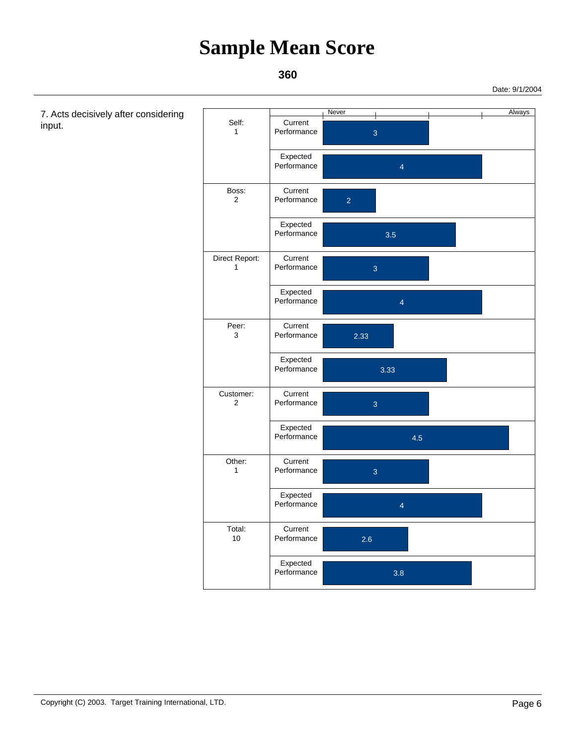# Sample Mean Score

**360**

Date: 9/1/2004

7. Acts decisively after considering input.

| Group | Measure | Score (Never – Always) |
|---|---|---|
| Self: 1 | Current Performance | 3 |
| | Expected Performance | 4 |
| Boss: 2 | Current Performance | 2 |
| | Expected Performance | 3.5 |
| Direct Report: 1 | Current Performance | 3 |
| | Expected Performance | 4 |
| Peer: 3 | Current Performance | 2.33 |
| | Expected Performance | 3.33 |
| Customer: 2 | Current Performance | 3 |
| | Expected Performance | 4.5 |
| Other: 1 | Current Performance | 3 |
| | Expected Performance | 4 |
| Total: 10 | Current Performance | 2.6 |
| | Expected Performance | 3.8 |

Copyright (C) 2003. Target Training International, LTD.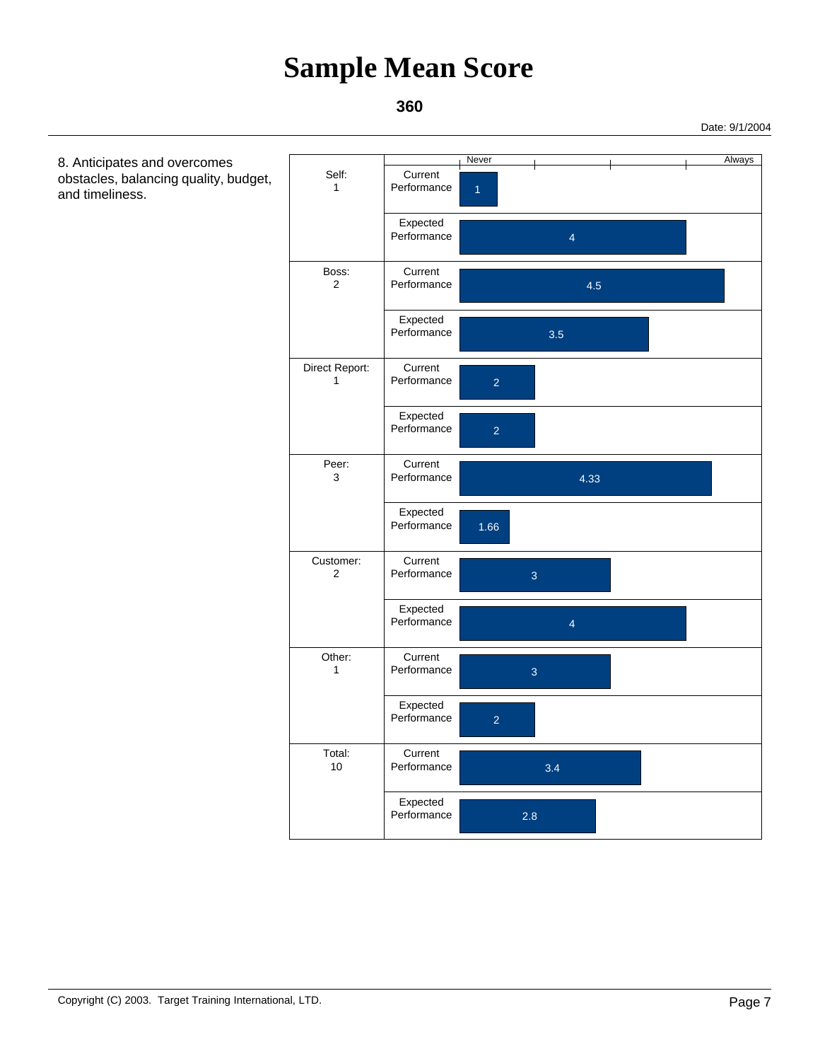# Sample Mean Score

**360**

Date: 9/1/2004

8. Anticipates and overcomes obstacles, balancing quality, budget, and timeliness.

| Group | Performance | Score (Never – Always) |
|---|---|---|
| Self: 1 | Current Performance | 1 |
| | Expected Performance | 4 |
| Boss: 2 | Current Performance | 4.5 |
| | Expected Performance | 3.5 |
| Direct Report: 1 | Current Performance | 2 |
| | Expected Performance | 2 |
| Peer: 3 | Current Performance | 4.33 |
| | Expected Performance | 1.66 |
| Customer: 2 | Current Performance | 3 |
| | Expected Performance | 4 |
| Other: 1 | Current Performance | 3 |
| | Expected Performance | 2 |
| Total: 10 | Current Performance | 3.4 |
| | Expected Performance | 2.8 |

Copyright (C) 2003. Target Training International, LTD.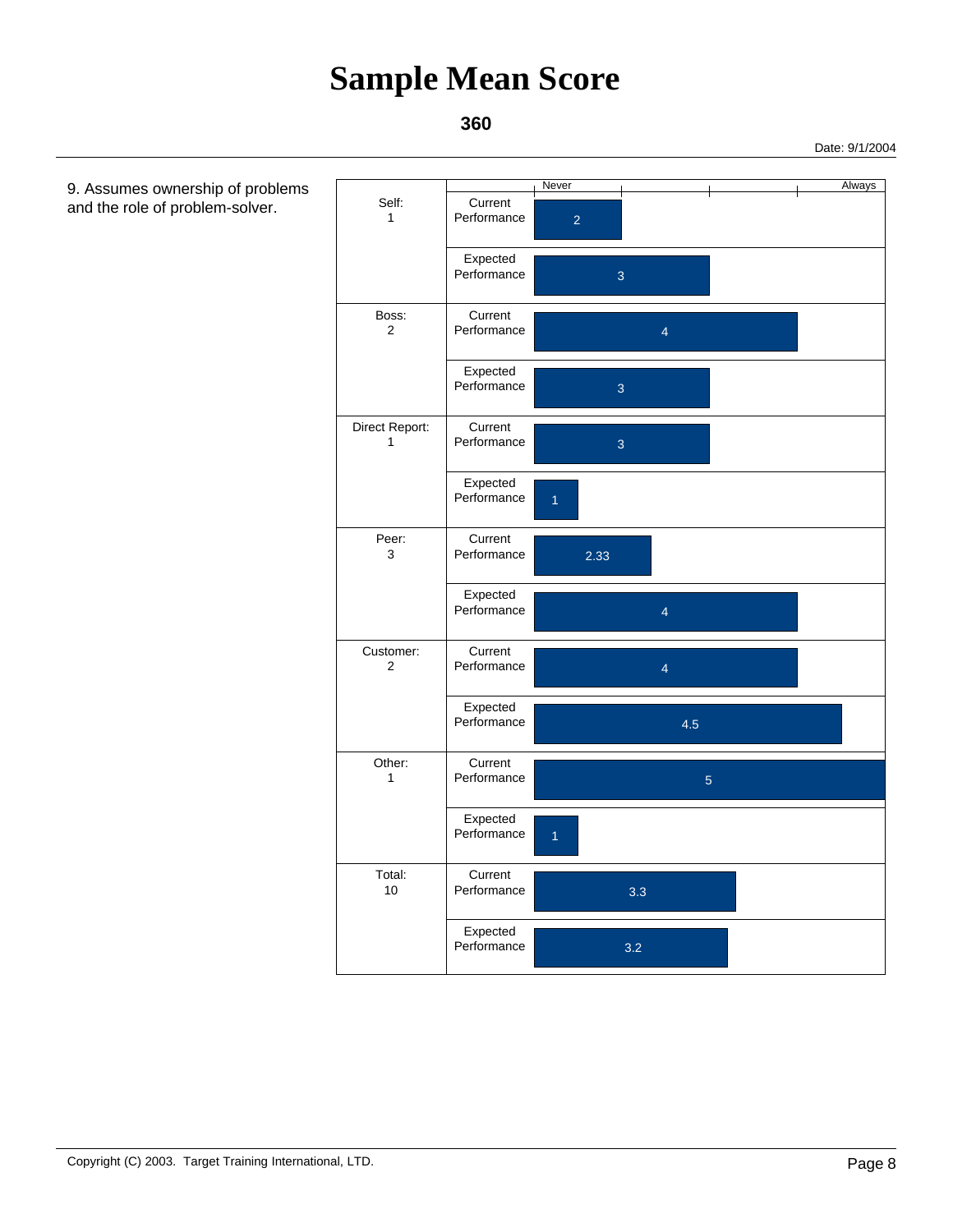# Sample Mean Score

**360**

Date: 9/1/2004

9. Assumes ownership of problems and the role of problem-solver.

| Respondent | Performance | Score (Never – Always) |
|---|---|---|
| Self: 1 | Current Performance | 2 |
| | Expected Performance | 3 |
| Boss: 2 | Current Performance | 4 |
| | Expected Performance | 3 |
| Direct Report: 1 | Current Performance | 3 |
| | Expected Performance | 1 |
| Peer: 3 | Current Performance | 2.33 |
| | Expected Performance | 4 |
| Customer: 2 | Current Performance | 4 |
| | Expected Performance | 4.5 |
| Other: 1 | Current Performance | 5 |
| | Expected Performance | 1 |
| Total: 10 | Current Performance | 3.3 |
| | Expected Performance | 3.2 |

Copyright (C) 2003. Target Training International, LTD.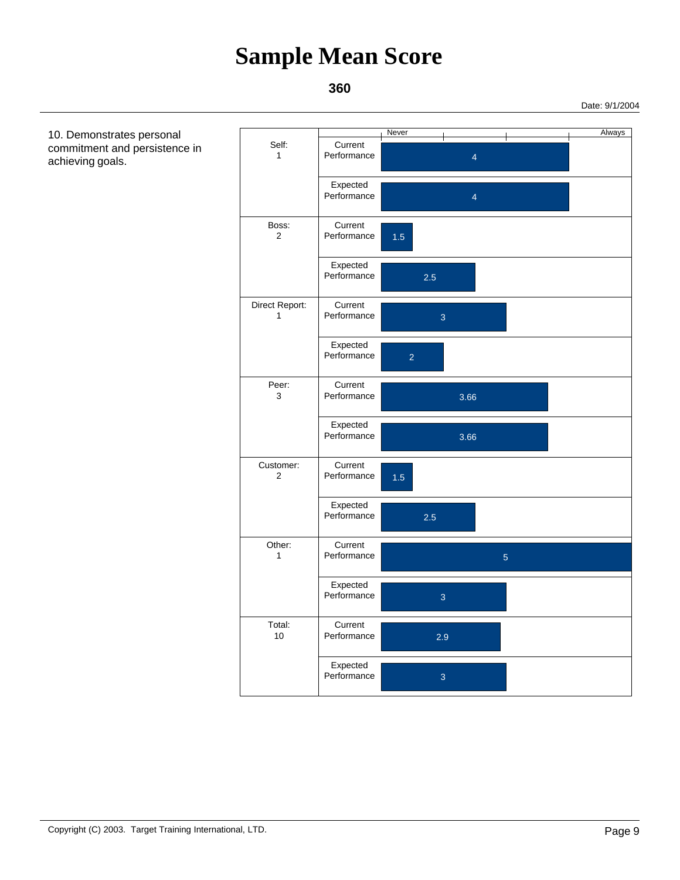# Sample Mean Score

**360**

Date: 9/1/2004

10. Demonstrates personal commitment and persistence in achieving goals.

| Respondent | Performance | Score (Never – Always) |
|---|---|---|
| Self: 1 | Current Performance | 4 |
| | Expected Performance | 4 |
| Boss: 2 | Current Performance | 1.5 |
| | Expected Performance | 2.5 |
| Direct Report: 1 | Current Performance | 3 |
| | Expected Performance | 2 |
| Peer: 3 | Current Performance | 3.66 |
| | Expected Performance | 3.66 |
| Customer: 2 | Current Performance | 1.5 |
| | Expected Performance | 2.5 |
| Other: 1 | Current Performance | 5 |
| | Expected Performance | 3 |
| Total: 10 | Current Performance | 2.9 |
| | Expected Performance | 3 |

Copyright (C) 2003. Target Training International, LTD.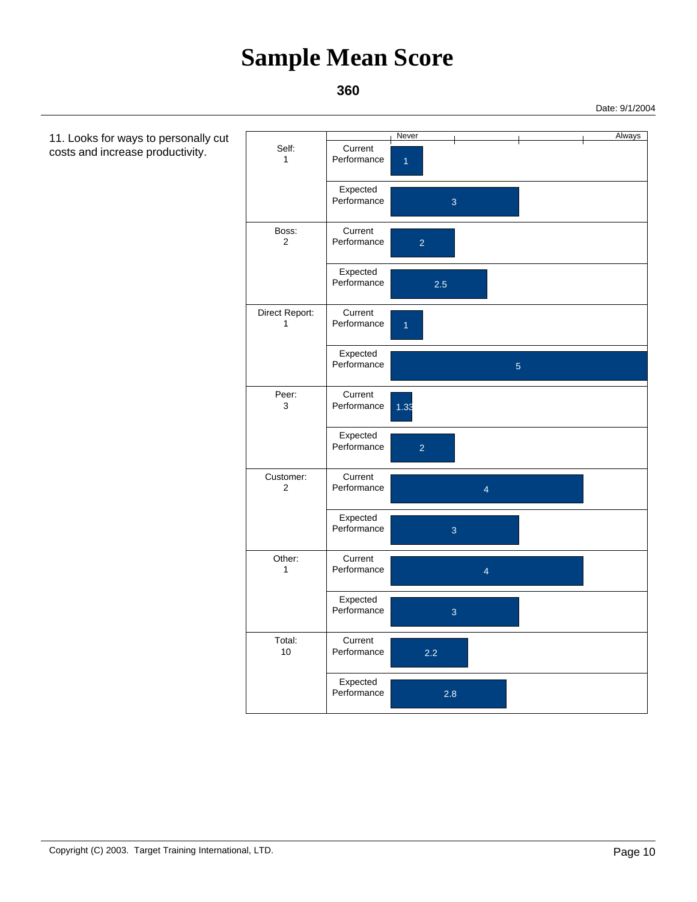# Sample Mean Score

**360**

Date: 9/1/2004

11. Looks for ways to personally cut costs and increase productivity.

| Respondent | Performance | Score (Never – Always) |
|---|---|---|
| Self: 1 | Current Performance | 1 |
| | Expected Performance | 3 |
| Boss: 2 | Current Performance | 2 |
| | Expected Performance | 2.5 |
| Direct Report: 1 | Current Performance | 1 |
| | Expected Performance | 5 |
| Peer: 3 | Current Performance | 1.33 |
| | Expected Performance | 2 |
| Customer: 2 | Current Performance | 4 |
| | Expected Performance | 3 |
| Other: 1 | Current Performance | 4 |
| | Expected Performance | 3 |
| Total: 10 | Current Performance | 2.2 |
| | Expected Performance | 2.8 |

Copyright (C) 2003. Target Training International, LTD.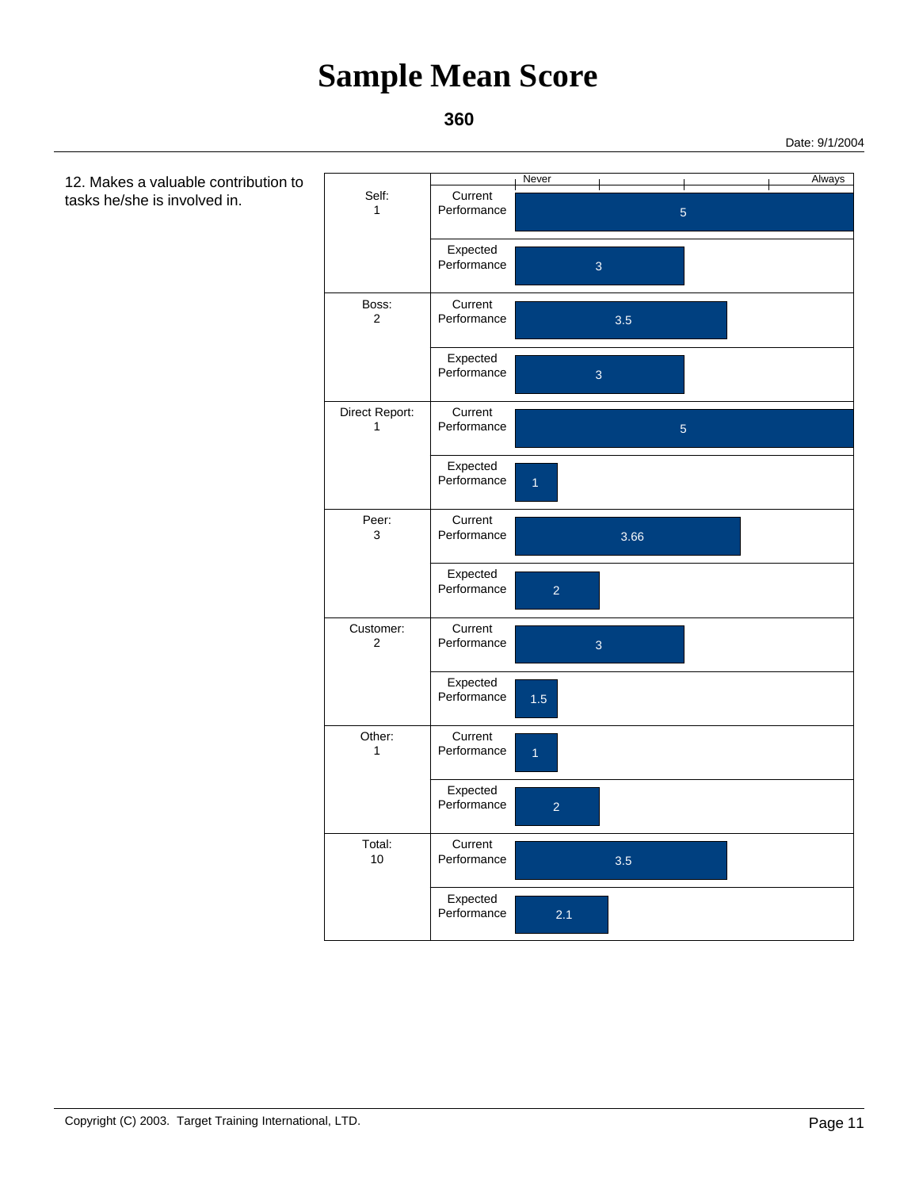# Sample Mean Score

**360**

Date: 9/1/2004

12. Makes a valuable contribution to tasks he/she is involved in.

| Rater | Performance | Score (Never – Always) |
|---|---|---|
| Self: 1 | Current Performance | 5 |
| | Expected Performance | 3 |
| Boss: 2 | Current Performance | 3.5 |
| | Expected Performance | 3 |
| Direct Report: 1 | Current Performance | 5 |
| | Expected Performance | 1 |
| Peer: 3 | Current Performance | 3.66 |
| | Expected Performance | 2 |
| Customer: 2 | Current Performance | 3 |
| | Expected Performance | 1.5 |
| Other: 1 | Current Performance | 1 |
| | Expected Performance | 2 |
| Total: 10 | Current Performance | 3.5 |
| | Expected Performance | 2.1 |

Copyright (C) 2003. Target Training International, LTD.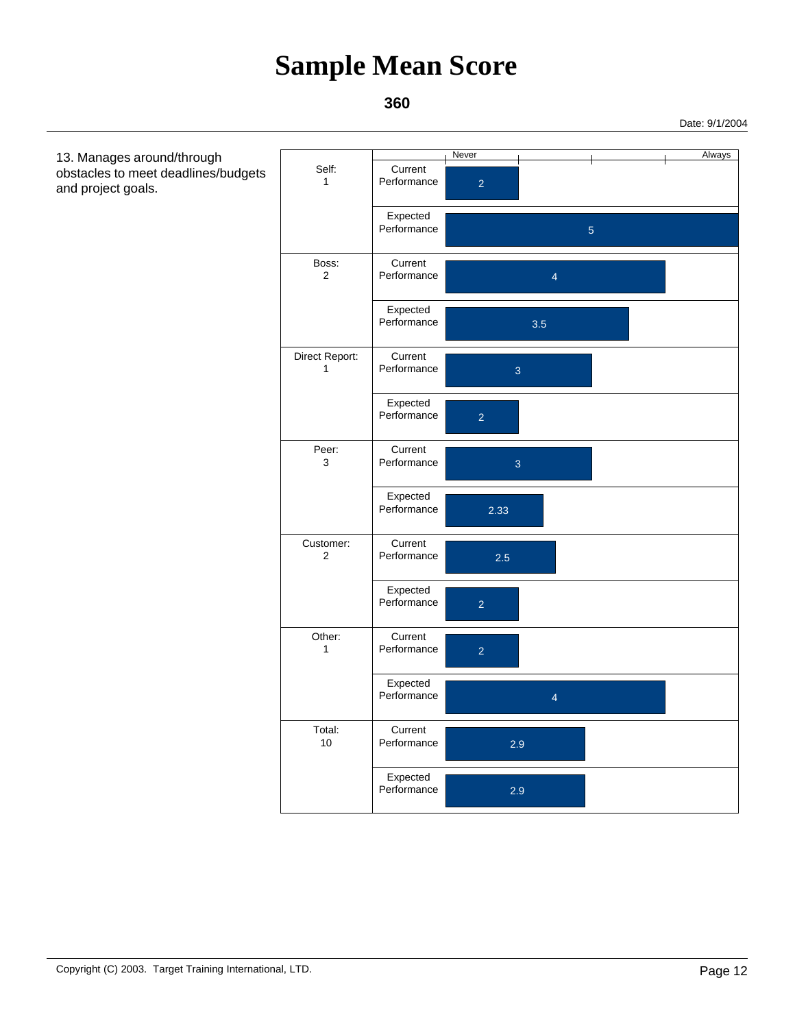# Sample Mean Score

**360**

Date: 9/1/2004

13. Manages around/through obstacles to meet deadlines/budgets and project goals.

| Rater | Measure | Score (Never – Always) |
|---|---|---|
| Self: 1 | Current Performance | 2 |
| | Expected Performance | 5 |
| Boss: 2 | Current Performance | 4 |
| | Expected Performance | 3.5 |
| Direct Report: 1 | Current Performance | 3 |
| | Expected Performance | 2 |
| Peer: 3 | Current Performance | 3 |
| | Expected Performance | 2.33 |
| Customer: 2 | Current Performance | 2.5 |
| | Expected Performance | 2 |
| Other: 1 | Current Performance | 2 |
| | Expected Performance | 4 |
| Total: 10 | Current Performance | 2.9 |
| | Expected Performance | 2.9 |

Copyright (C) 2003. Target Training International, LTD.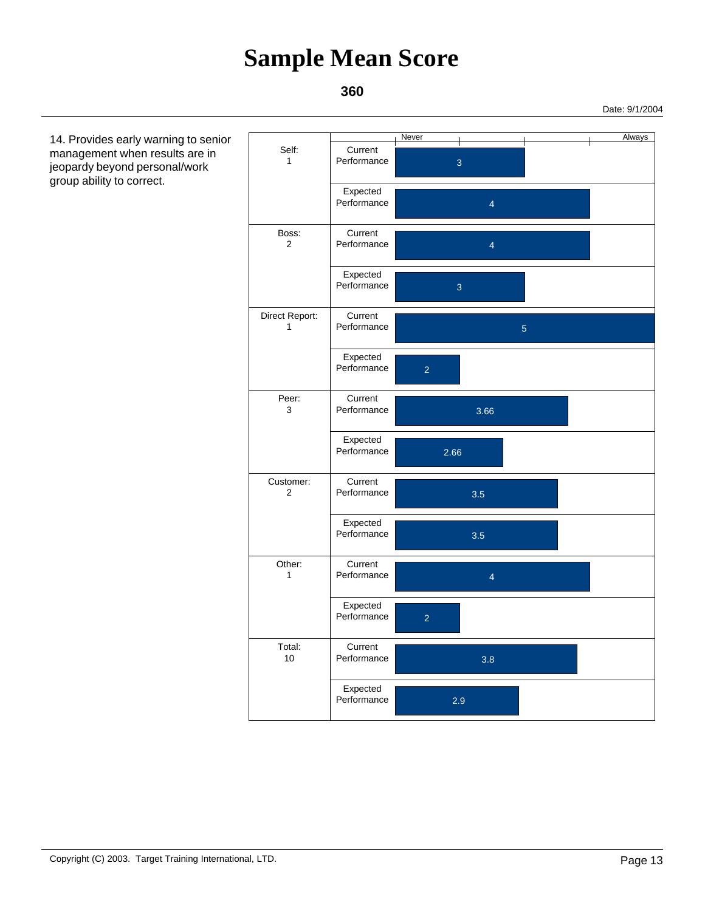# Sample Mean Score

**360**

Date: 9/1/2004

14. Provides early warning to senior management when results are in jeopardy beyond personal/work group ability to correct.

| Rater (Count) | Measure | Score (Never – Always) |
|---|---|---|
| Self: 1 | Current Performance | 3 |
| | Expected Performance | 4 |
| Boss: 2 | Current Performance | 4 |
| | Expected Performance | 3 |
| Direct Report: 1 | Current Performance | 5 |
| | Expected Performance | 2 |
| Peer: 3 | Current Performance | 3.66 |
| | Expected Performance | 2.66 |
| Customer: 2 | Current Performance | 3.5 |
| | Expected Performance | 3.5 |
| Other: 1 | Current Performance | 4 |
| | Expected Performance | 2 |
| Total: 10 | Current Performance | 3.8 |
| | Expected Performance | 2.9 |

Copyright (C) 2003. Target Training International, LTD.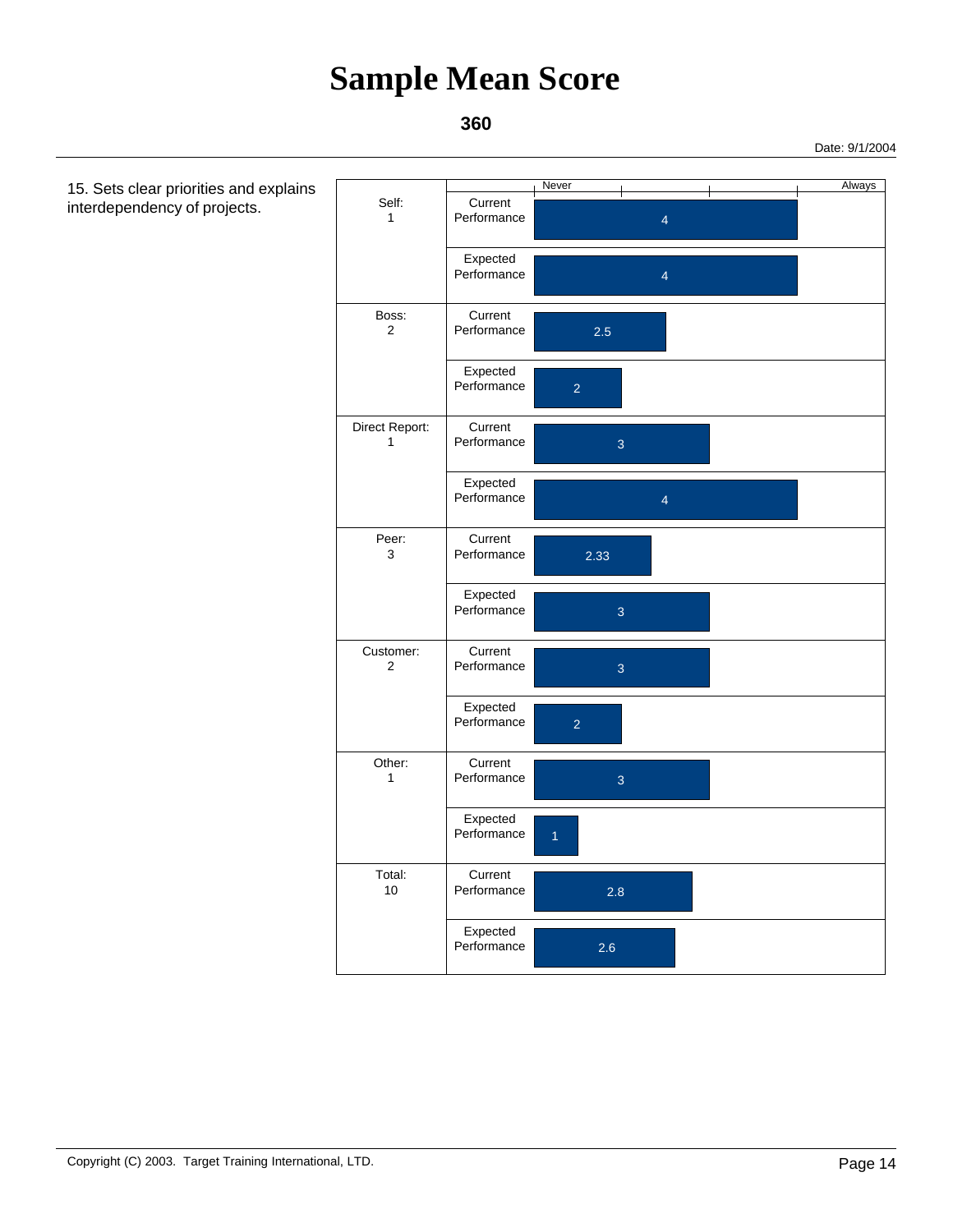# Sample Mean Score

**360**

Date: 9/1/2004

15. Sets clear priorities and explains interdependency of projects.

| Respondent | Performance | Score (Never – Always) |
|---|---|---|
| Self: 1 | Current Performance | 4 |
| | Expected Performance | 4 |
| Boss: 2 | Current Performance | 2.5 |
| | Expected Performance | 2 |
| Direct Report: 1 | Current Performance | 3 |
| | Expected Performance | 4 |
| Peer: 3 | Current Performance | 2.33 |
| | Expected Performance | 3 |
| Customer: 2 | Current Performance | 3 |
| | Expected Performance | 2 |
| Other: 1 | Current Performance | 3 |
| | Expected Performance | 1 |
| Total: 10 | Current Performance | 2.8 |
| | Expected Performance | 2.6 |

Copyright (C) 2003. Target Training International, LTD.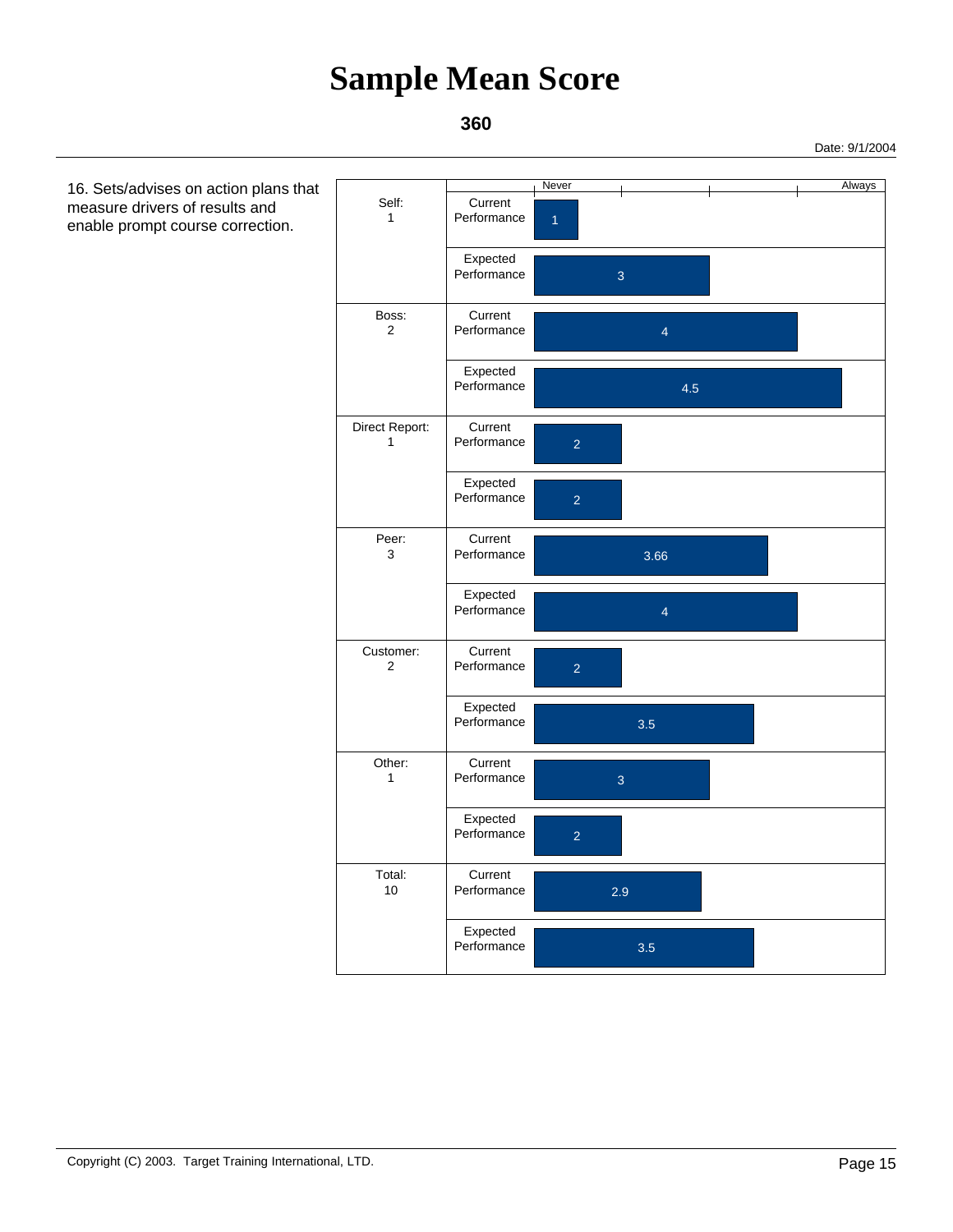# Sample Mean Score

**360**

Date: 9/1/2004

16. Sets/advises on action plans that measure drivers of results and enable prompt course correction.

| Rater | Performance | Score (Never – Always) |
|---|---|---|
| Self: 1 | Current Performance | 1 |
| | Expected Performance | 3 |
| Boss: 2 | Current Performance | 4 |
| | Expected Performance | 4.5 |
| Direct Report: 1 | Current Performance | 2 |
| | Expected Performance | 2 |
| Peer: 3 | Current Performance | 3.66 |
| | Expected Performance | 4 |
| Customer: 2 | Current Performance | 2 |
| | Expected Performance | 3.5 |
| Other: 1 | Current Performance | 3 |
| | Expected Performance | 2 |
| Total: 10 | Current Performance | 2.9 |
| | Expected Performance | 3.5 |

Copyright (C) 2003. Target Training International, LTD.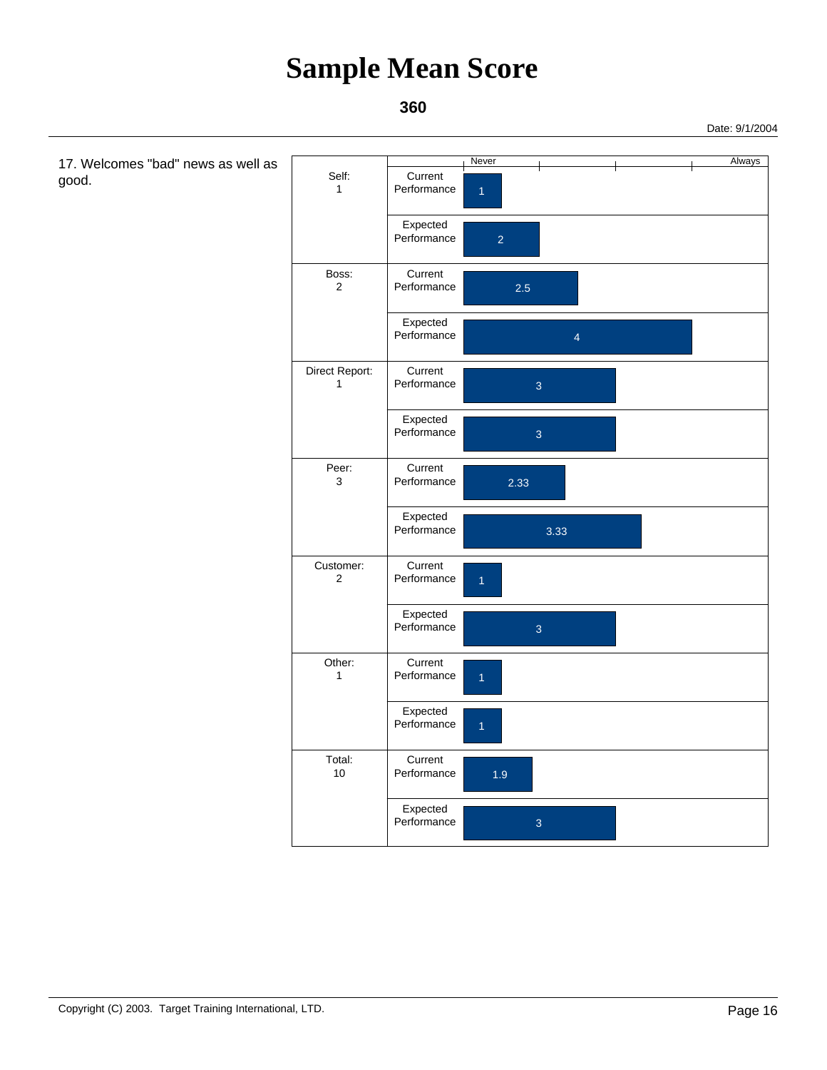# Sample Mean Score

**360**

Date: 9/1/2004

17. Welcomes "bad" news as well as good.

Scale: Never — Always

| Group | Measure | Score |
|---|---|---|
| Self: 1 | Current Performance | 1 |
| | Expected Performance | 2 |
| Boss: 2 | Current Performance | 2.5 |
| | Expected Performance | 4 |
| Direct Report: 1 | Current Performance | 3 |
| | Expected Performance | 3 |
| Peer: 3 | Current Performance | 2.33 |
| | Expected Performance | 3.33 |
| Customer: 2 | Current Performance | 1 |
| | Expected Performance | 3 |
| Other: 1 | Current Performance | 1 |
| | Expected Performance | 1 |
| Total: 10 | Current Performance | 1.9 |
| | Expected Performance | 3 |

Copyright (C) 2003. Target Training International, LTD.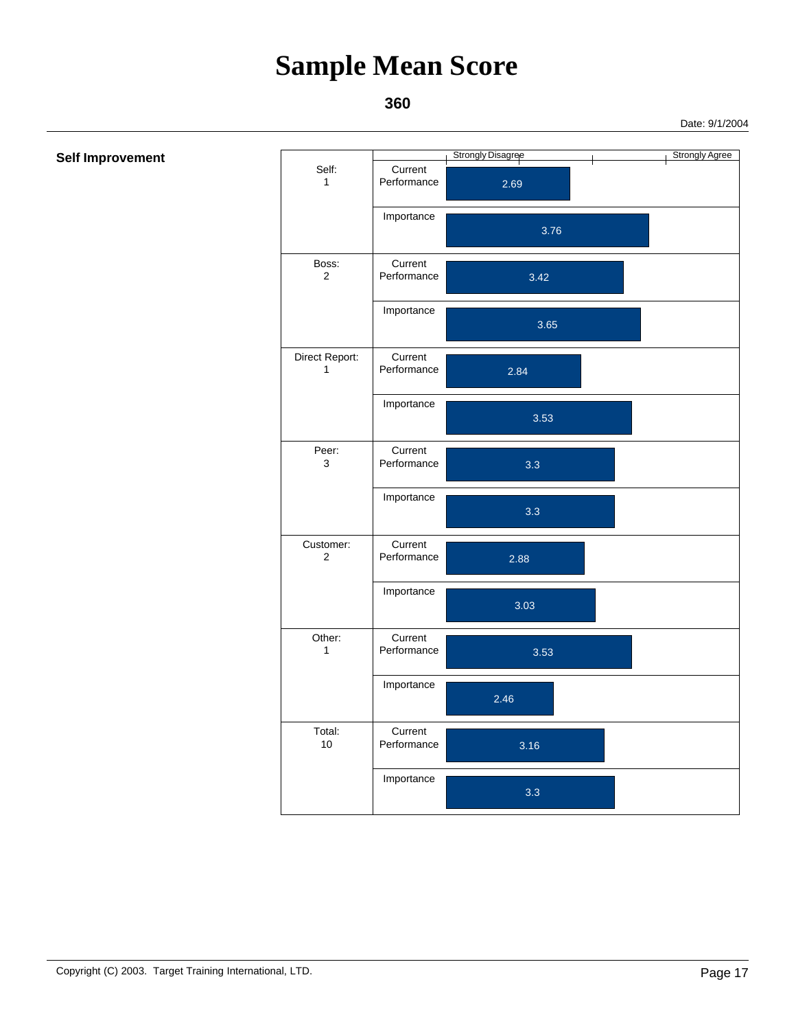# Sample Mean Score

**360**

Date: 9/1/2004

**Self Improvement**

| Rater | Category | Score (Strongly Disagree – Strongly Agree) |
|---|---|---|
| Self: 1 | Current Performance | 2.69 |
| | Importance | 3.76 |
| Boss: 2 | Current Performance | 3.42 |
| | Importance | 3.65 |
| Direct Report: 1 | Current Performance | 2.84 |
| | Importance | 3.53 |
| Peer: 3 | Current Performance | 3.3 |
| | Importance | 3.3 |
| Customer: 2 | Current Performance | 2.88 |
| | Importance | 3.03 |
| Other: 1 | Current Performance | 3.53 |
| | Importance | 2.46 |
| Total: 10 | Current Performance | 3.16 |
| | Importance | 3.3 |

Copyright (C) 2003. Target Training International, LTD.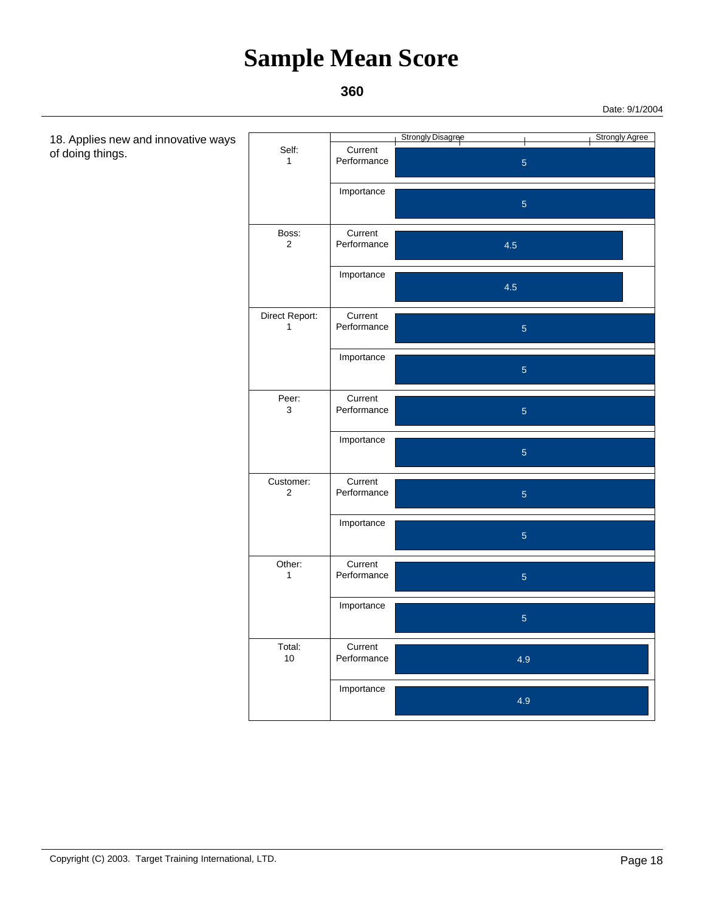# Sample Mean Score

**360**

Date: 9/1/2004

18. Applies new and innovative ways of doing things.

| Respondent | Category | Score (Strongly Disagree – Strongly Agree) |
|---|---|---|
| Self: 1 | Current Performance | 5 |
| | Importance | 5 |
| Boss: 2 | Current Performance | 4.5 |
| | Importance | 4.5 |
| Direct Report: 1 | Current Performance | 5 |
| | Importance | 5 |
| Peer: 3 | Current Performance | 5 |
| | Importance | 5 |
| Customer: 2 | Current Performance | 5 |
| | Importance | 5 |
| Other: 1 | Current Performance | 5 |
| | Importance | 5 |
| Total: 10 | Current Performance | 4.9 |
| | Importance | 4.9 |

Copyright (C) 2003. Target Training International, LTD.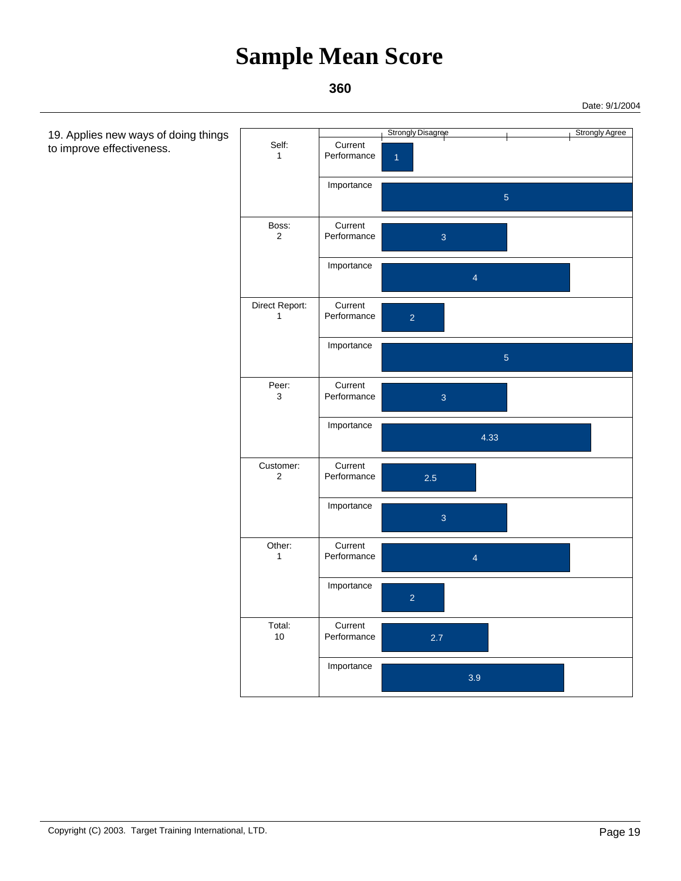# Sample Mean Score

**360**

Date: 9/1/2004

19. Applies new ways of doing things to improve effectiveness.

| Rater | Measure | Score (Strongly Disagree – Strongly Agree) |
|---|---|---|
| Self: 1 | Current Performance | 1 |
| | Importance | 5 |
| Boss: 2 | Current Performance | 3 |
| | Importance | 4 |
| Direct Report: 1 | Current Performance | 2 |
| | Importance | 5 |
| Peer: 3 | Current Performance | 3 |
| | Importance | 4.33 |
| Customer: 2 | Current Performance | 2.5 |
| | Importance | 3 |
| Other: 1 | Current Performance | 4 |
| | Importance | 2 |
| Total: 10 | Current Performance | 2.7 |
| | Importance | 3.9 |

Copyright (C) 2003. Target Training International, LTD.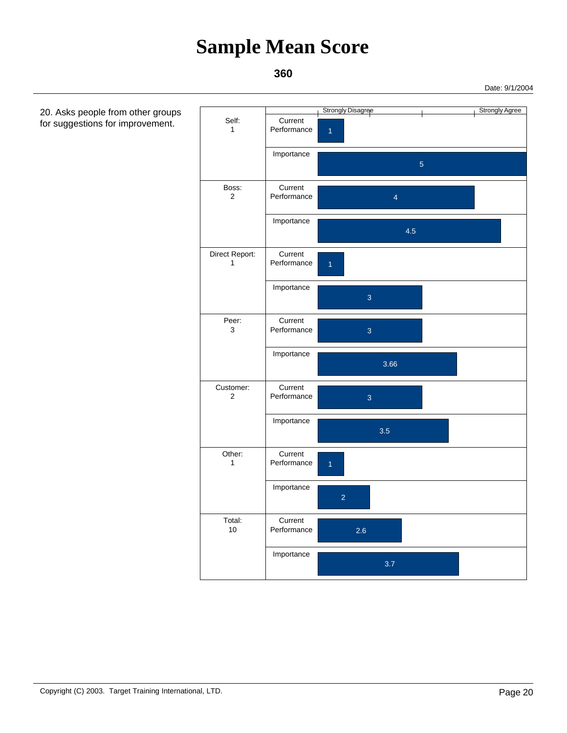# Sample Mean Score

**360**

Date: 9/1/2004

20. Asks people from other groups for suggestions for improvement.

| Group | Measure | Score (Strongly Disagree – Strongly Agree) |
|---|---|---|
| Self: 1 | Current Performance | 1 |
| | Importance | 5 |
| Boss: 2 | Current Performance | 4 |
| | Importance | 4.5 |
| Direct Report: 1 | Current Performance | 1 |
| | Importance | 3 |
| Peer: 3 | Current Performance | 3 |
| | Importance | 3.66 |
| Customer: 2 | Current Performance | 3 |
| | Importance | 3.5 |
| Other: 1 | Current Performance | 1 |
| | Importance | 2 |
| Total: 10 | Current Performance | 2.6 |
| | Importance | 3.7 |

Copyright (C) 2003. Target Training International, LTD.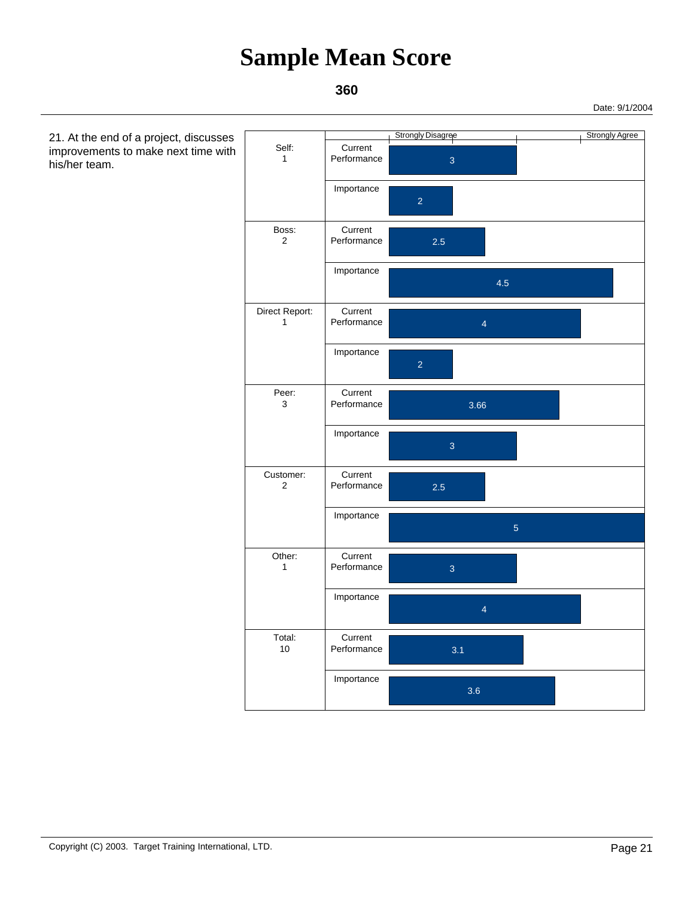# Sample Mean Score

**360**

Date: 9/1/2004

21. At the end of a project, discusses improvements to make next time with his/her team.

| Group | Measure | Score (Strongly Disagree – Strongly Agree) |
|---|---|---|
| Self: 1 | Current Performance | 3 |
| | Importance | 2 |
| Boss: 2 | Current Performance | 2.5 |
| | Importance | 4.5 |
| Direct Report: 1 | Current Performance | 4 |
| | Importance | 2 |
| Peer: 3 | Current Performance | 3.66 |
| | Importance | 3 |
| Customer: 2 | Current Performance | 2.5 |
| | Importance | 5 |
| Other: 1 | Current Performance | 3 |
| | Importance | 4 |
| Total: 10 | Current Performance | 3.1 |
| | Importance | 3.6 |

Copyright (C) 2003. Target Training International, LTD.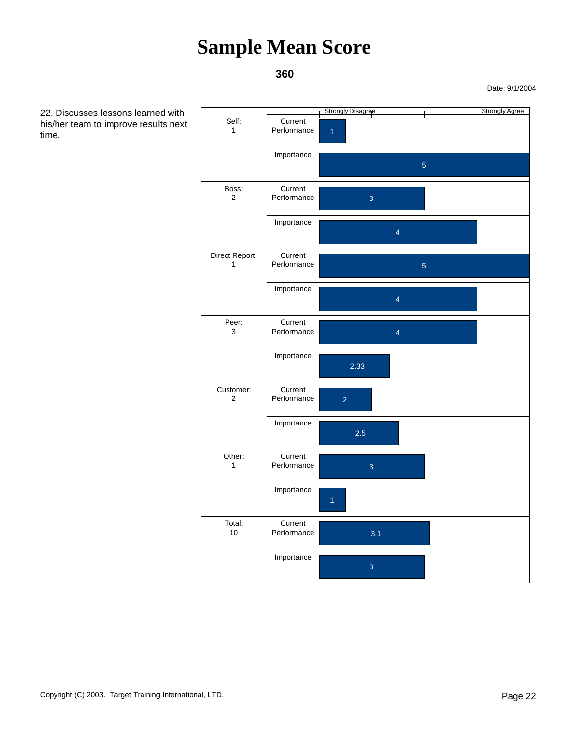# Sample Mean Score

**360**

Date: 9/1/2004

22. Discusses lessons learned with his/her team to improve results next time.

| Group | Measure | Score (Strongly Disagree – Strongly Agree) |
|---|---|---|
| Self: 1 | Current Performance | 1 |
| | Importance | 5 |
| Boss: 2 | Current Performance | 3 |
| | Importance | 4 |
| Direct Report: 1 | Current Performance | 5 |
| | Importance | 4 |
| Peer: 3 | Current Performance | 4 |
| | Importance | 2.33 |
| Customer: 2 | Current Performance | 2 |
| | Importance | 2.5 |
| Other: 1 | Current Performance | 3 |
| | Importance | 1 |
| Total: 10 | Current Performance | 3.1 |
| | Importance | 3 |

Copyright (C) 2003. Target Training International, LTD.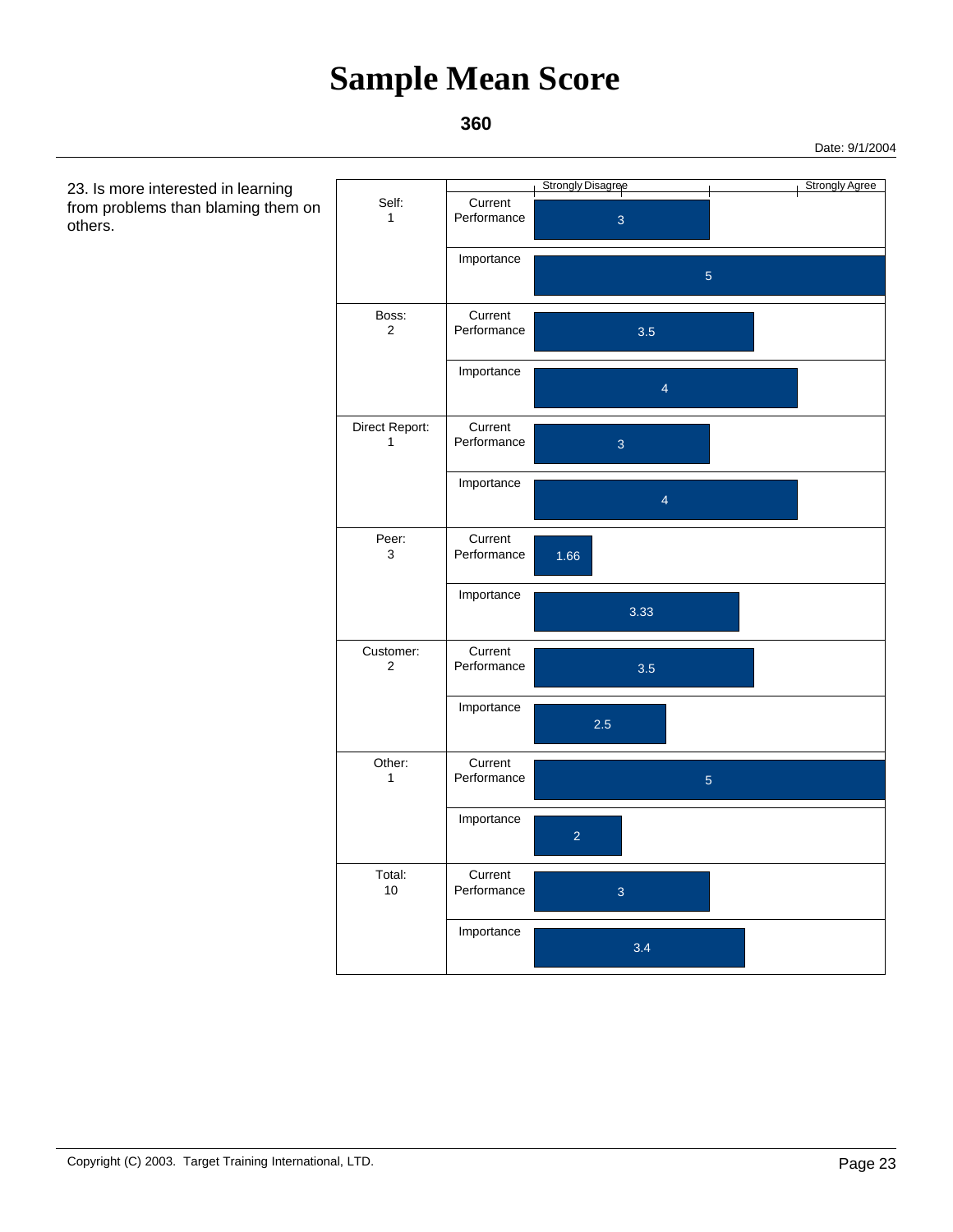# Sample Mean Score

**360**

Date: 9/1/2004

23. Is more interested in learning from problems than blaming them on others.

| Rater | Measure | Score (Strongly Disagree – Strongly Agree) |
|---|---|---|
| Self: 1 | Current Performance | 3 |
| | Importance | 5 |
| Boss: 2 | Current Performance | 3.5 |
| | Importance | 4 |
| Direct Report: 1 | Current Performance | 3 |
| | Importance | 4 |
| Peer: 3 | Current Performance | 1.66 |
| | Importance | 3.33 |
| Customer: 2 | Current Performance | 3.5 |
| | Importance | 2.5 |
| Other: 1 | Current Performance | 5 |
| | Importance | 2 |
| Total: 10 | Current Performance | 3 |
| | Importance | 3.4 |

Copyright (C) 2003. Target Training International, LTD.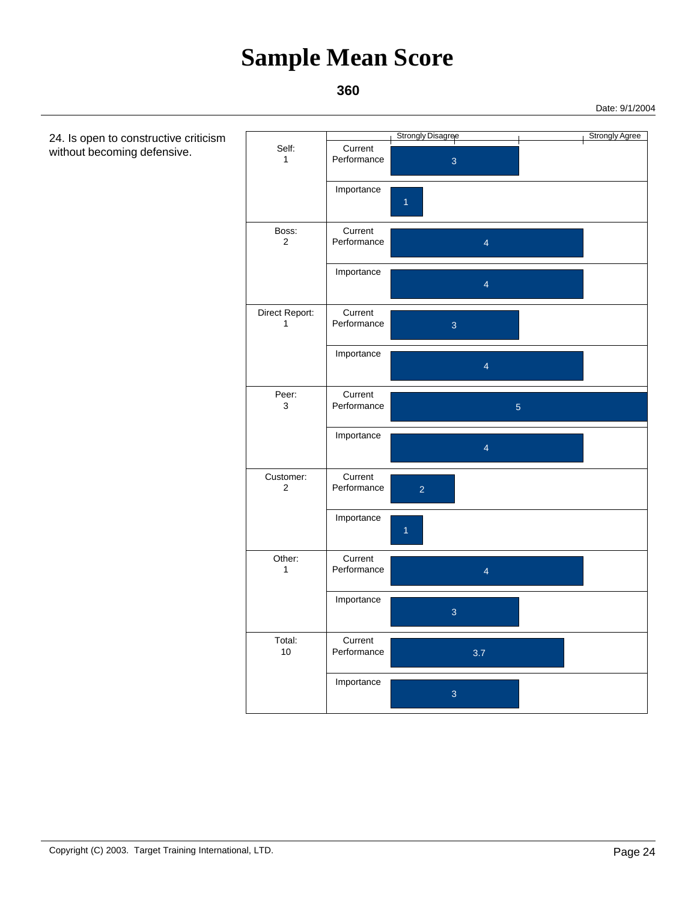# Sample Mean Score

**360**

Date: 9/1/2004

24. Is open to constructive criticism without becoming defensive.

| Rater | | Strongly Disagree — Strongly Agree |
|---|---|---|
| Self: 1 | Current Performance | 3 |
| | Importance | 1 |
| Boss: 2 | Current Performance | 4 |
| | Importance | 4 |
| Direct Report: 1 | Current Performance | 3 |
| | Importance | 4 |
| Peer: 3 | Current Performance | 5 |
| | Importance | 4 |
| Customer: 2 | Current Performance | 2 |
| | Importance | 1 |
| Other: 1 | Current Performance | 4 |
| | Importance | 3 |
| Total: 10 | Current Performance | 3.7 |
| | Importance | 3 |

Copyright (C) 2003. Target Training International, LTD.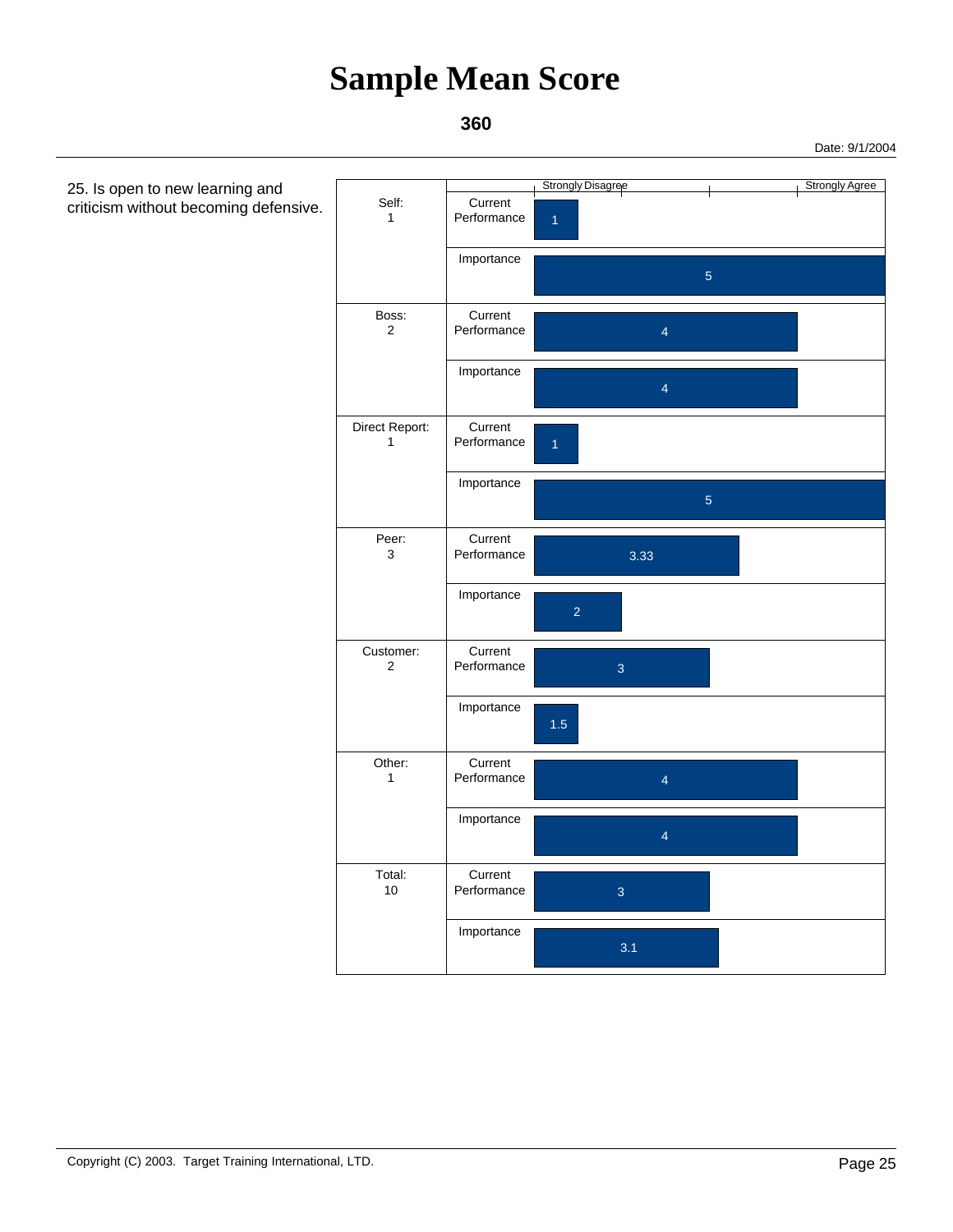# Sample Mean Score

**360**

Date: 9/1/2004

25. Is open to new learning and criticism without becoming defensive.

| Group | Measure | Score (Strongly Disagree – Strongly Agree) |
|---|---|---|
| Self: 1 | Current Performance | 1 |
| | Importance | 5 |
| Boss: 2 | Current Performance | 4 |
| | Importance | 4 |
| Direct Report: 1 | Current Performance | 1 |
| | Importance | 5 |
| Peer: 3 | Current Performance | 3.33 |
| | Importance | 2 |
| Customer: 2 | Current Performance | 3 |
| | Importance | 1.5 |
| Other: 1 | Current Performance | 4 |
| | Importance | 4 |
| Total: 10 | Current Performance | 3 |
| | Importance | 3.1 |

Copyright (C) 2003. Target Training International, LTD.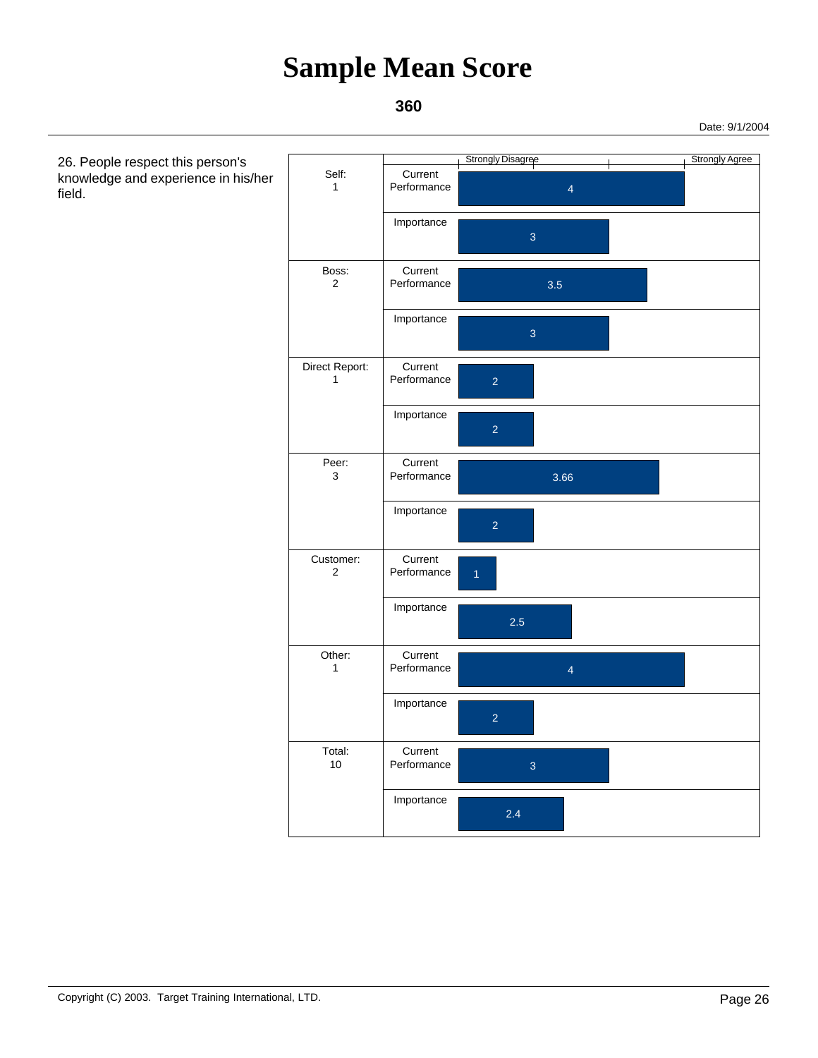# Sample Mean Score

**360**

Date: 9/1/2004

26. People respect this person's knowledge and experience in his/her field.

| Group | Measure | Score (Strongly Disagree – Strongly Agree) |
|---|---|---|
| Self: 1 | Current Performance | 4 |
| | Importance | 3 |
| Boss: 2 | Current Performance | 3.5 |
| | Importance | 3 |
| Direct Report: 1 | Current Performance | 2 |
| | Importance | 2 |
| Peer: 3 | Current Performance | 3.66 |
| | Importance | 2 |
| Customer: 2 | Current Performance | 1 |
| | Importance | 2.5 |
| Other: 1 | Current Performance | 4 |
| | Importance | 2 |
| Total: 10 | Current Performance | 3 |
| | Importance | 2.4 |

Copyright (C) 2003. Target Training International, LTD.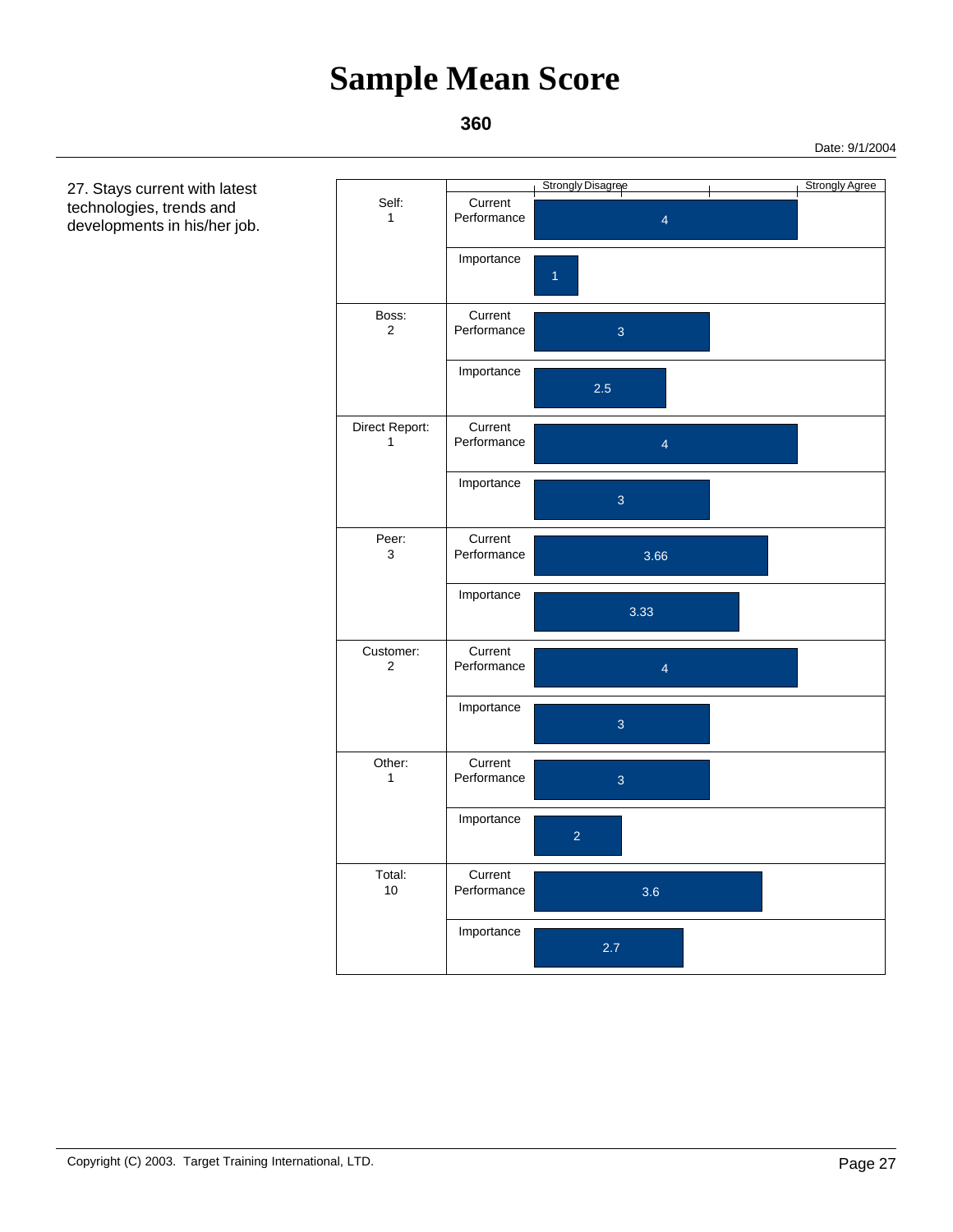# Sample Mean Score

**360**

Date: 9/1/2004

27. Stays current with latest technologies, trends and developments in his/her job.

| Group | Measure | Score (Strongly Disagree – Strongly Agree) |
|---|---|---|
| Self: 1 | Current Performance | 4 |
| | Importance | 1 |
| Boss: 2 | Current Performance | 3 |
| | Importance | 2.5 |
| Direct Report: 1 | Current Performance | 4 |
| | Importance | 3 |
| Peer: 3 | Current Performance | 3.66 |
| | Importance | 3.33 |
| Customer: 2 | Current Performance | 4 |
| | Importance | 3 |
| Other: 1 | Current Performance | 3 |
| | Importance | 2 |
| Total: 10 | Current Performance | 3.6 |
| | Importance | 2.7 |

Copyright (C) 2003. Target Training International, LTD.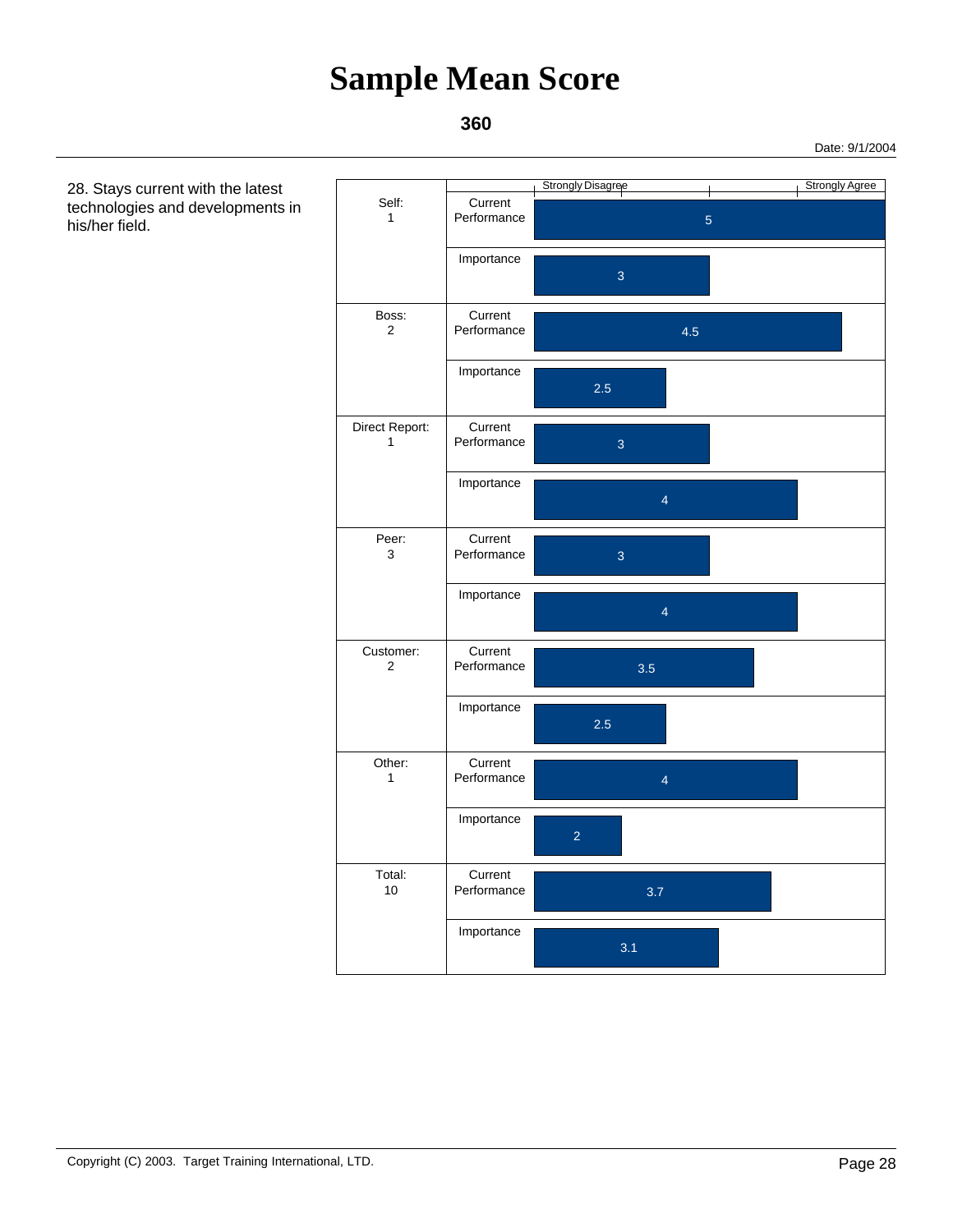# Sample Mean Score

**360**

Date: 9/1/2004

28. Stays current with the latest technologies and developments in his/her field.

| Group | Measure | Score (Strongly Disagree – Strongly Agree) |
|---|---|---|
| Self: 1 | Current Performance | 5 |
| | Importance | 3 |
| Boss: 2 | Current Performance | 4.5 |
| | Importance | 2.5 |
| Direct Report: 1 | Current Performance | 3 |
| | Importance | 4 |
| Peer: 3 | Current Performance | 3 |
| | Importance | 4 |
| Customer: 2 | Current Performance | 3.5 |
| | Importance | 2.5 |
| Other: 1 | Current Performance | 4 |
| | Importance | 2 |
| Total: 10 | Current Performance | 3.7 |
| | Importance | 3.1 |

Copyright (C) 2003. Target Training International, LTD.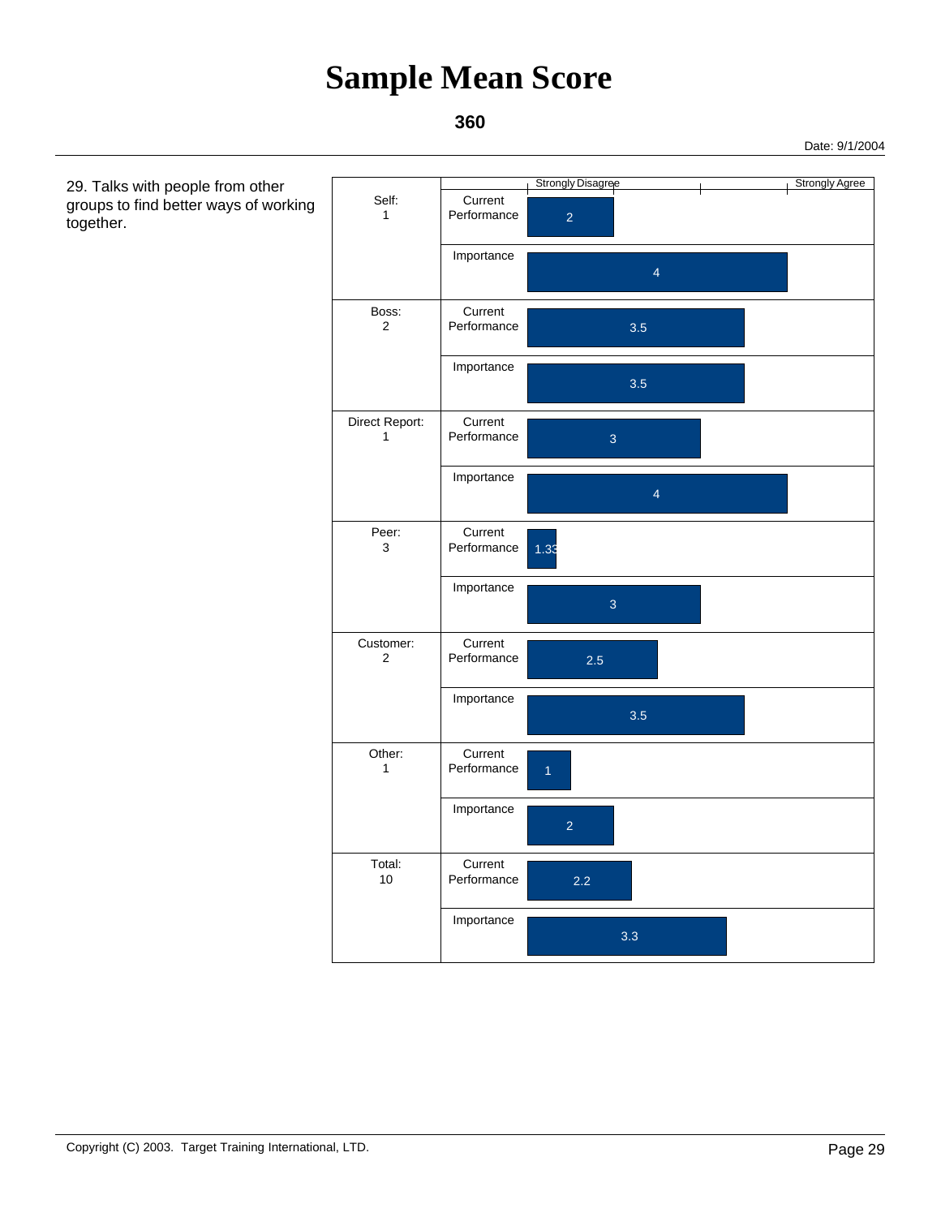# Sample Mean Score

**360**

Date: 9/1/2004

29. Talks with people from other groups to find better ways of working together.

Scale: Strongly Disagree — Strongly Agree

| Group | Measure | Score |
|---|---|---|
| Self: 1 | Current Performance | 2 |
| | Importance | 4 |
| Boss: 2 | Current Performance | 3.5 |
| | Importance | 3.5 |
| Direct Report: 1 | Current Performance | 3 |
| | Importance | 4 |
| Peer: 3 | Current Performance | 1.33 |
| | Importance | 3 |
| Customer: 2 | Current Performance | 2.5 |
| | Importance | 3.5 |
| Other: 1 | Current Performance | 1 |
| | Importance | 2 |
| Total: 10 | Current Performance | 2.2 |
| | Importance | 3.3 |

Copyright (C) 2003. Target Training International, LTD.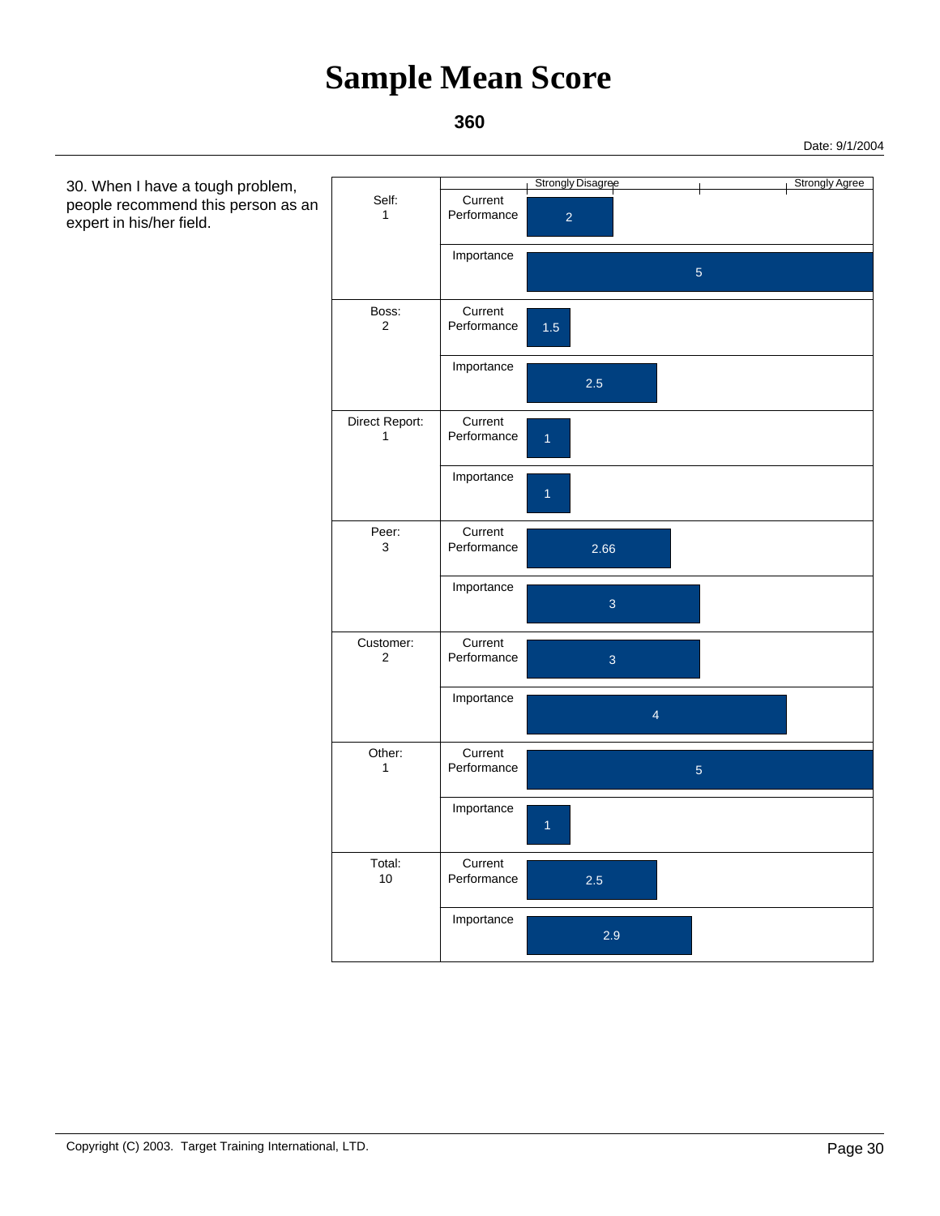# Sample Mean Score

**360**

Date: 9/1/2004

30. When I have a tough problem, people recommend this person as an expert in his/her field.

Strongly Disagree

Strongly Agree

Self:
1

Current Performance
2

Importance
5

Boss:
2

Current Performance
1.5

Importance
2.5

Direct Report:
1

Current Performance
1

Importance
1

Peer:
3

Current Performance
2.66

Importance
3

Customer:
2

Current Performance
3

Importance
4

Other:
1

Current Performance
5

Importance
1

Total:
10

Current Performance
2.5

Importance
2.9

Copyright (C) 2003. Target Training International, LTD.